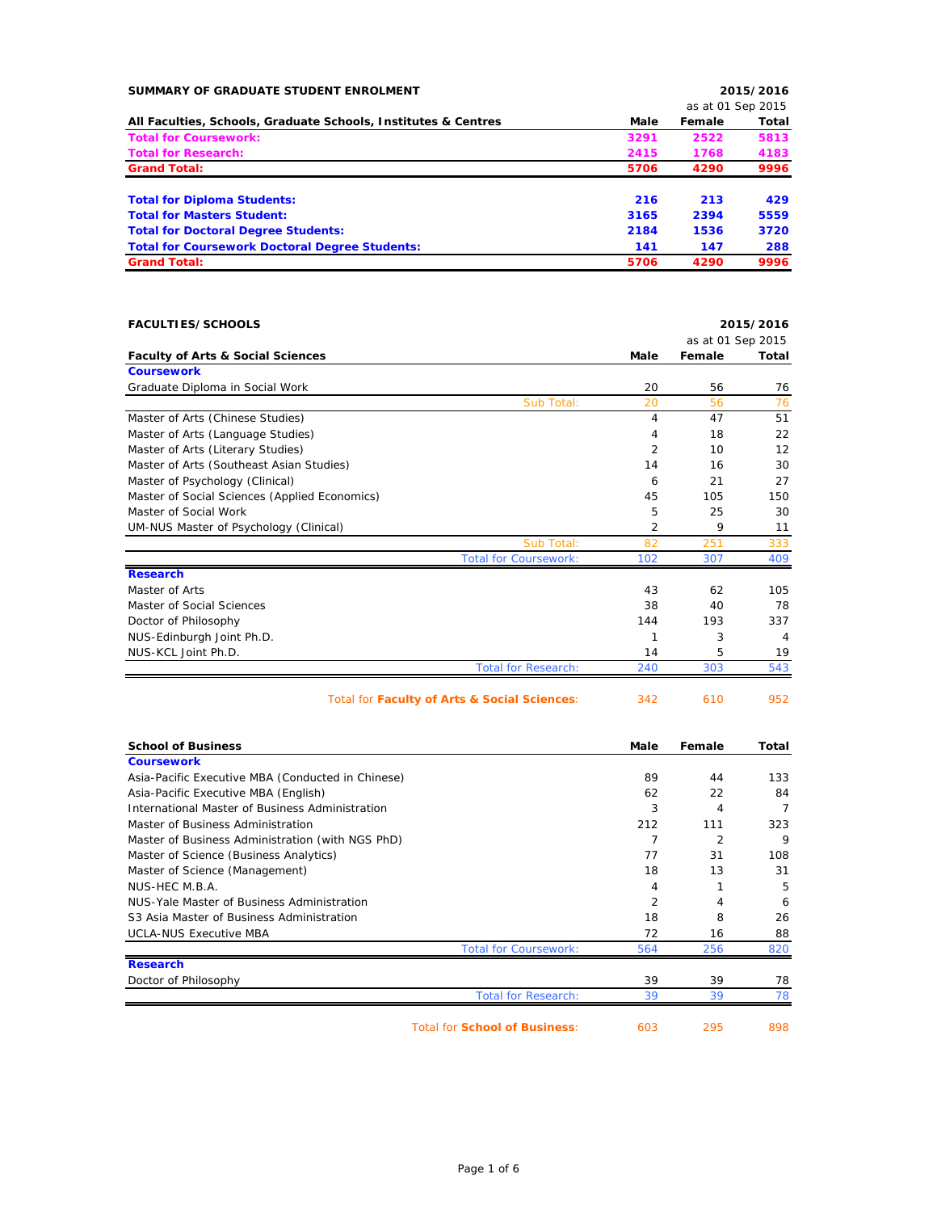## SUMMARY OF GRADUATE STUDENT ENROLMENT

**2015/2016**

as at 01 Sep 2015

| All Faculties, Schools, Graduate Schools, Institutes & Centres | Male | Female | Total |
|---|---|---|---|
| **Total for Coursework:** | **3291** | **2522** | **5813** |
| **Total for Research:** | **2415** | **1768** | **4183** |
| **Grand Total:** | **5706** | **4290** | **9996** |
| | | | |
| **Total for Diploma Students:** | **216** | **213** | **429** |
| **Total for Masters Student:** | **3165** | **2394** | **5559** |
| **Total for Doctoral Degree Students:** | **2184** | **1536** | **3720** |
| **Total for Coursework Doctoral Degree Students:** | **141** | **147** | **288** |
| **Grand Total:** | **5706** | **4290** | **9996** |

## FACULTIES/SCHOOLS

**2015/2016**

as at 01 Sep 2015

| Faculty of Arts & Social Sciences | Male | Female | Total |
|---|---|---|---|
| **Coursework** | | | |
| Graduate Diploma in Social Work | 20 | 56 | 76 |
| Sub Total: | 20 | 56 | 76 |
| Master of Arts (Chinese Studies) | 4 | 47 | 51 |
| Master of Arts (Language Studies) | 4 | 18 | 22 |
| Master of Arts (Literary Studies) | 2 | 10 | 12 |
| Master of Arts (Southeast Asian Studies) | 14 | 16 | 30 |
| Master of Psychology (Clinical) | 6 | 21 | 27 |
| Master of Social Sciences (Applied Economics) | 45 | 105 | 150 |
| Master of Social Work | 5 | 25 | 30 |
| UM-NUS Master of Psychology (Clinical) | 2 | 9 | 11 |
| Sub Total: | 82 | 251 | 333 |
| Total for Coursework: | 102 | 307 | 409 |
| **Research** | | | |
| Master of Arts | 43 | 62 | 105 |
| Master of Social Sciences | 38 | 40 | 78 |
| Doctor of Philosophy | 144 | 193 | 337 |
| NUS-Edinburgh Joint Ph.D. | 1 | 3 | 4 |
| NUS-KCL Joint Ph.D. | 14 | 5 | 19 |
| Total for Research: | 240 | 303 | 543 |
| Total for **Faculty of Arts & Social Sciences**: | 342 | 610 | 952 |

| School of Business | Male | Female | Total |
|---|---|---|---|
| **Coursework** | | | |
| Asia-Pacific Executive MBA (Conducted in Chinese) | 89 | 44 | 133 |
| Asia-Pacific Executive MBA (English) | 62 | 22 | 84 |
| International Master of Business Administration | 3 | 4 | 7 |
| Master of Business Administration | 212 | 111 | 323 |
| Master of Business Administration (with NGS PhD) | 7 | 2 | 9 |
| Master of Science (Business Analytics) | 77 | 31 | 108 |
| Master of Science (Management) | 18 | 13 | 31 |
| NUS-HEC M.B.A. | 4 | 1 | 5 |
| NUS-Yale Master of Business Administration | 2 | 4 | 6 |
| S3 Asia Master of Business Administration | 18 | 8 | 26 |
| UCLA-NUS Executive MBA | 72 | 16 | 88 |
| Total for Coursework: | 564 | 256 | 820 |
| **Research** | | | |
| Doctor of Philosophy | 39 | 39 | 78 |
| Total for Research: | 39 | 39 | 78 |
| Total for **School of Business**: | 603 | 295 | 898 |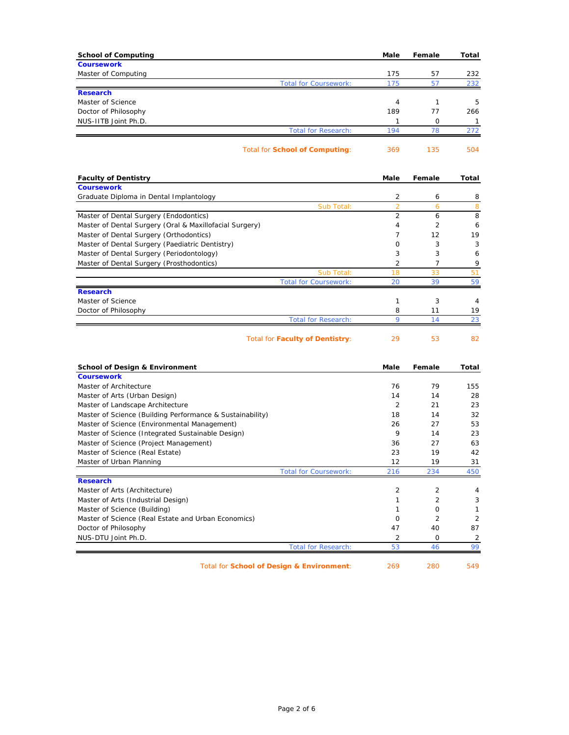| School of Computing | Male | Female | Total |
|---|---|---|---|
| **Coursework** | | | |
| Master of Computing | 175 | 57 | 232 |
| Total for Coursework: | 175 | 57 | 232 |
| **Research** | | | |
| Master of Science | 4 | 1 | 5 |
| Doctor of Philosophy | 189 | 77 | 266 |
| NUS-IITB Joint Ph.D. | 1 | 0 | 1 |
| Total for Research: | 194 | 78 | 272 |
| Total for **School of Computing**: | 369 | 135 | 504 |

| Faculty of Dentistry | Male | Female | Total |
|---|---|---|---|
| **Coursework** | | | |
| Graduate Diploma in Dental Implantology | 2 | 6 | 8 |
| Sub Total: | 2 | 6 | 8 |
| Master of Dental Surgery (Endodontics) | 2 | 6 | 8 |
| Master of Dental Surgery (Oral & Maxillofacial Surgery) | 4 | 2 | 6 |
| Master of Dental Surgery (Orthodontics) | 7 | 12 | 19 |
| Master of Dental Surgery (Paediatric Dentistry) | 0 | 3 | 3 |
| Master of Dental Surgery (Periodontology) | 3 | 3 | 6 |
| Master of Dental Surgery (Prosthodontics) | 2 | 7 | 9 |
| Sub Total: | 18 | 33 | 51 |
| Total for Coursework: | 20 | 39 | 59 |
| **Research** | | | |
| Master of Science | 1 | 3 | 4 |
| Doctor of Philosophy | 8 | 11 | 19 |
| Total for Research: | 9 | 14 | 23 |
| Total for **Faculty of Dentistry**: | 29 | 53 | 82 |

| School of Design & Environment | Male | Female | Total |
|---|---|---|---|
| **Coursework** | | | |
| Master of Architecture | 76 | 79 | 155 |
| Master of Arts (Urban Design) | 14 | 14 | 28 |
| Master of Landscape Architecture | 2 | 21 | 23 |
| Master of Science (Building Performance & Sustainability) | 18 | 14 | 32 |
| Master of Science (Environmental Management) | 26 | 27 | 53 |
| Master of Science (Integrated Sustainable Design) | 9 | 14 | 23 |
| Master of Science (Project Management) | 36 | 27 | 63 |
| Master of Science (Real Estate) | 23 | 19 | 42 |
| Master of Urban Planning | 12 | 19 | 31 |
| Total for Coursework: | 216 | 234 | 450 |
| **Research** | | | |
| Master of Arts (Architecture) | 2 | 2 | 4 |
| Master of Arts (Industrial Design) | 1 | 2 | 3 |
| Master of Science (Building) | 1 | 0 | 1 |
| Master of Science (Real Estate and Urban Economics) | 0 | 2 | 2 |
| Doctor of Philosophy | 47 | 40 | 87 |
| NUS-DTU Joint Ph.D. | 2 | 0 | 2 |
| Total for Research: | 53 | 46 | 99 |
| Total for **School of Design & Environment**: | 269 | 280 | 549 |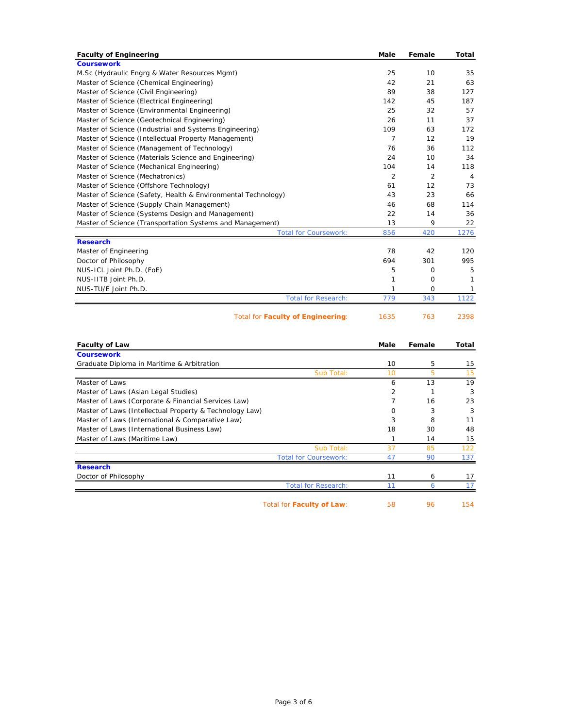| Faculty of Engineering | Male | Female | Total |
|---|---|---|---|
| **Coursework** | | | |
| M.Sc (Hydraulic Engrg & Water Resources Mgmt) | 25 | 10 | 35 |
| Master of Science (Chemical Engineering) | 42 | 21 | 63 |
| Master of Science (Civil Engineering) | 89 | 38 | 127 |
| Master of Science (Electrical Engineering) | 142 | 45 | 187 |
| Master of Science (Environmental Engineering) | 25 | 32 | 57 |
| Master of Science (Geotechnical Engineering) | 26 | 11 | 37 |
| Master of Science (Industrial and Systems Engineering) | 109 | 63 | 172 |
| Master of Science (Intellectual Property Management) | 7 | 12 | 19 |
| Master of Science (Management of Technology) | 76 | 36 | 112 |
| Master of Science (Materials Science and Engineering) | 24 | 10 | 34 |
| Master of Science (Mechanical Engineering) | 104 | 14 | 118 |
| Master of Science (Mechatronics) | 2 | 2 | 4 |
| Master of Science (Offshore Technology) | 61 | 12 | 73 |
| Master of Science (Safety, Health & Environmental Technology) | 43 | 23 | 66 |
| Master of Science (Supply Chain Management) | 46 | 68 | 114 |
| Master of Science (Systems Design and Management) | 22 | 14 | 36 |
| Master of Science (Transportation Systems and Management) | 13 | 9 | 22 |
| Total for Coursework: | 856 | 420 | 1276 |
| **Research** | | | |
| Master of Engineering | 78 | 42 | 120 |
| Doctor of Philosophy | 694 | 301 | 995 |
| NUS-ICL Joint Ph.D. (FoE) | 5 | 0 | 5 |
| NUS-IITB Joint Ph.D. | 1 | 0 | 1 |
| NUS-TU/E Joint Ph.D. | 1 | 0 | 1 |
| Total for Research: | 779 | 343 | 1122 |
| Total for **Faculty of Engineering**: | 1635 | 763 | 2398 |

| Faculty of Law | Male | Female | Total |
|---|---|---|---|
| **Coursework** | | | |
| Graduate Diploma in Maritime & Arbitration | 10 | 5 | 15 |
| Sub Total: | 10 | 5 | 15 |
| Master of Laws | 6 | 13 | 19 |
| Master of Laws (Asian Legal Studies) | 2 | 1 | 3 |
| Master of Laws (Corporate & Financial Services Law) | 7 | 16 | 23 |
| Master of Laws (Intellectual Property & Technology Law) | 0 | 3 | 3 |
| Master of Laws (International & Comparative Law) | 3 | 8 | 11 |
| Master of Laws (International Business Law) | 18 | 30 | 48 |
| Master of Laws (Maritime Law) | 1 | 14 | 15 |
| Sub Total: | 37 | 85 | 122 |
| Total for Coursework: | 47 | 90 | 137 |
| **Research** | | | |
| Doctor of Philosophy | 11 | 6 | 17 |
| Total for Research: | 11 | 6 | 17 |
| Total for **Faculty of Law**: | 58 | 96 | 154 |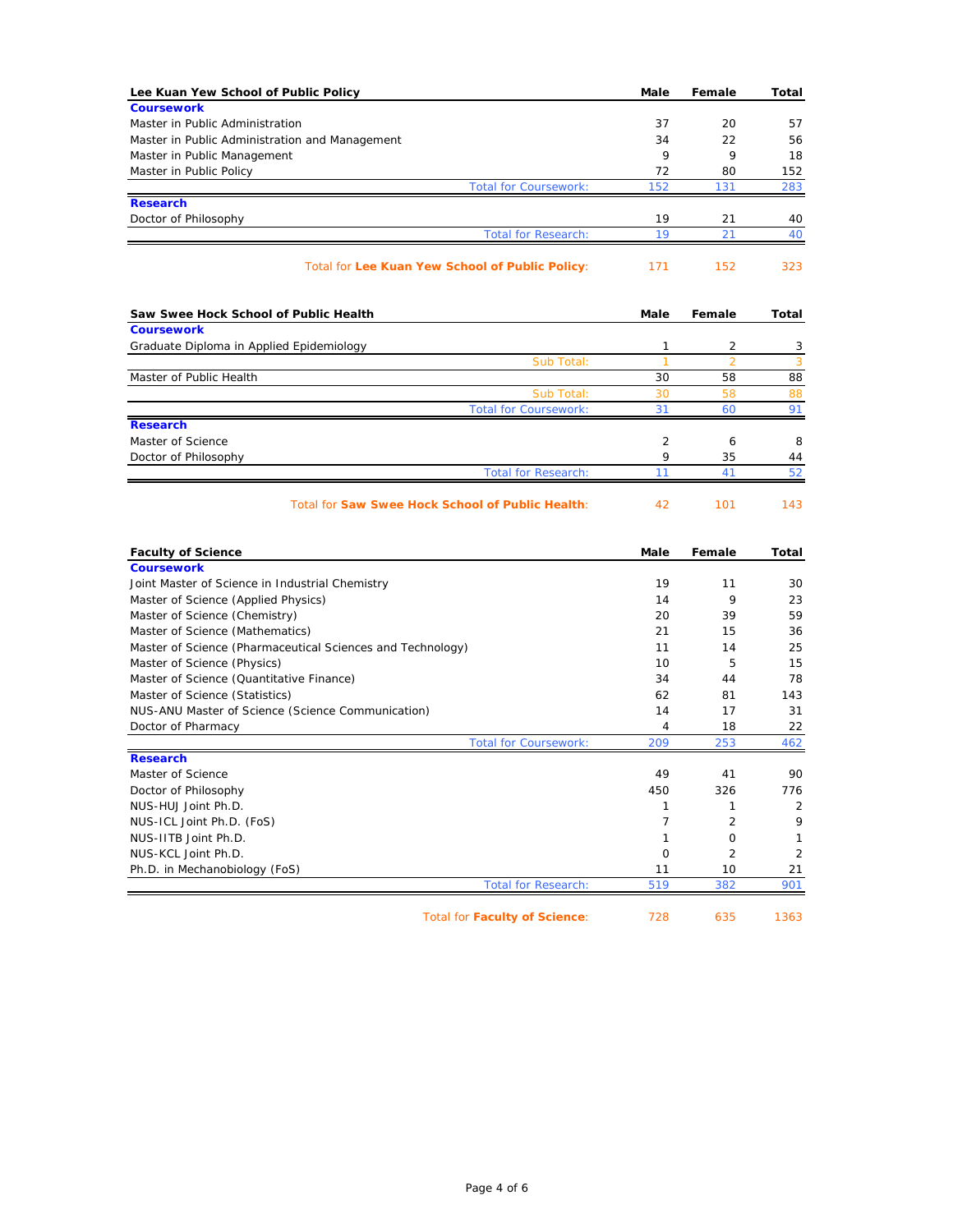| Lee Kuan Yew School of Public Policy | Male | Female | Total |
|---|---|---|---|
| **Coursework** | | | |
| Master in Public Administration | 37 | 20 | 57 |
| Master in Public Administration and Management | 34 | 22 | 56 |
| Master in Public Management | 9 | 9 | 18 |
| Master in Public Policy | 72 | 80 | 152 |
| Total for Coursework: | 152 | 131 | 283 |
| **Research** | | | |
| Doctor of Philosophy | 19 | 21 | 40 |
| Total for Research: | 19 | 21 | 40 |
| Total for **Lee Kuan Yew School of Public Policy**: | 171 | 152 | 323 |

| Saw Swee Hock School of Public Health | Male | Female | Total |
|---|---|---|---|
| **Coursework** | | | |
| Graduate Diploma in Applied Epidemiology | 1 | 2 | 3 |
| Sub Total: | 1 | 2 | 3 |
| Master of Public Health | 30 | 58 | 88 |
| Sub Total: | 30 | 58 | 88 |
| Total for Coursework: | 31 | 60 | 91 |
| **Research** | | | |
| Master of Science | 2 | 6 | 8 |
| Doctor of Philosophy | 9 | 35 | 44 |
| Total for Research: | 11 | 41 | 52 |
| Total for **Saw Swee Hock School of Public Health**: | 42 | 101 | 143 |

| Faculty of Science | Male | Female | Total |
|---|---|---|---|
| **Coursework** | | | |
| Joint Master of Science in Industrial Chemistry | 19 | 11 | 30 |
| Master of Science (Applied Physics) | 14 | 9 | 23 |
| Master of Science (Chemistry) | 20 | 39 | 59 |
| Master of Science (Mathematics) | 21 | 15 | 36 |
| Master of Science (Pharmaceutical Sciences and Technology) | 11 | 14 | 25 |
| Master of Science (Physics) | 10 | 5 | 15 |
| Master of Science (Quantitative Finance) | 34 | 44 | 78 |
| Master of Science (Statistics) | 62 | 81 | 143 |
| NUS-ANU Master of Science (Science Communication) | 14 | 17 | 31 |
| Doctor of Pharmacy | 4 | 18 | 22 |
| Total for Coursework: | 209 | 253 | 462 |
| **Research** | | | |
| Master of Science | 49 | 41 | 90 |
| Doctor of Philosophy | 450 | 326 | 776 |
| NUS-HUJ Joint Ph.D. | 1 | 1 | 2 |
| NUS-ICL Joint Ph.D. (FoS) | 7 | 2 | 9 |
| NUS-IITB Joint Ph.D. | 1 | 0 | 1 |
| NUS-KCL Joint Ph.D. | 0 | 2 | 2 |
| Ph.D. in Mechanobiology (FoS) | 11 | 10 | 21 |
| Total for Research: | 519 | 382 | 901 |
| Total for **Faculty of Science**: | 728 | 635 | 1363 |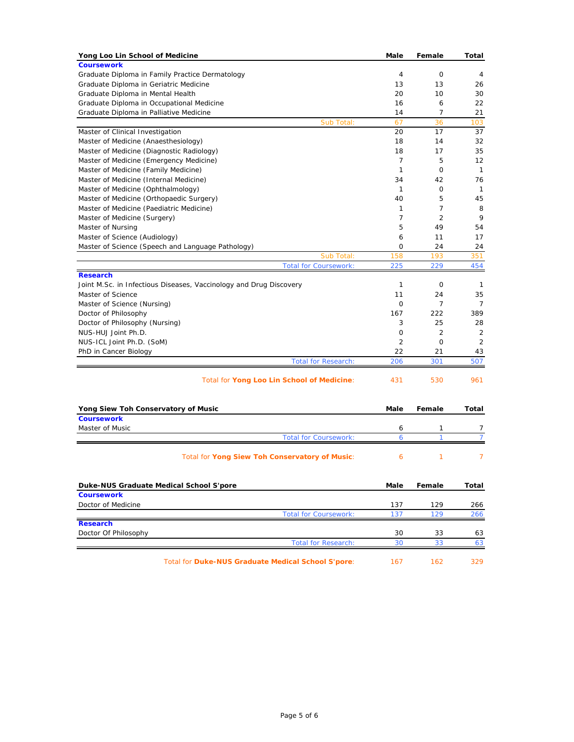| Yong Loo Lin School of Medicine | Male | Female | Total |
|---|---|---|---|
| **Coursework** | | | |
| Graduate Diploma in Family Practice Dermatology | 4 | 0 | 4 |
| Graduate Diploma in Geriatric Medicine | 13 | 13 | 26 |
| Graduate Diploma in Mental Health | 20 | 10 | 30 |
| Graduate Diploma in Occupational Medicine | 16 | 6 | 22 |
| Graduate Diploma in Palliative Medicine | 14 | 7 | 21 |
| Sub Total: | 67 | 36 | 103 |
| Master of Clinical Investigation | 20 | 17 | 37 |
| Master of Medicine (Anaesthesiology) | 18 | 14 | 32 |
| Master of Medicine (Diagnostic Radiology) | 18 | 17 | 35 |
| Master of Medicine (Emergency Medicine) | 7 | 5 | 12 |
| Master of Medicine (Family Medicine) | 1 | 0 | 1 |
| Master of Medicine (Internal Medicine) | 34 | 42 | 76 |
| Master of Medicine (Ophthalmology) | 1 | 0 | 1 |
| Master of Medicine (Orthopaedic Surgery) | 40 | 5 | 45 |
| Master of Medicine (Paediatric Medicine) | 1 | 7 | 8 |
| Master of Medicine (Surgery) | 7 | 2 | 9 |
| Master of Nursing | 5 | 49 | 54 |
| Master of Science (Audiology) | 6 | 11 | 17 |
| Master of Science (Speech and Language Pathology) | 0 | 24 | 24 |
| Sub Total: | 158 | 193 | 351 |
| Total for Coursework: | 225 | 229 | 454 |
| **Research** | | | |
| Joint M.Sc. in Infectious Diseases, Vaccinology and Drug Discovery | 1 | 0 | 1 |
| Master of Science | 11 | 24 | 35 |
| Master of Science (Nursing) | 0 | 7 | 7 |
| Doctor of Philosophy | 167 | 222 | 389 |
| Doctor of Philosophy (Nursing) | 3 | 25 | 28 |
| NUS-HUJ Joint Ph.D. | 0 | 2 | 2 |
| NUS-ICL Joint Ph.D. (SoM) | 2 | 0 | 2 |
| PhD in Cancer Biology | 22 | 21 | 43 |
| Total for Research: | 206 | 301 | 507 |
| Total for **Yong Loo Lin School of Medicine**: | 431 | 530 | 961 |

| Yong Siew Toh Conservatory of Music | Male | Female | Total |
|---|---|---|---|
| **Coursework** | | | |
| Master of Music | 6 | 1 | 7 |
| Total for Coursework: | 6 | 1 | 7 |
| Total for **Yong Siew Toh Conservatory of Music**: | 6 | 1 | 7 |

| Duke-NUS Graduate Medical School S'pore | Male | Female | Total |
|---|---|---|---|
| **Coursework** | | | |
| Doctor of Medicine | 137 | 129 | 266 |
| Total for Coursework: | 137 | 129 | 266 |
| **Research** | | | |
| Doctor Of Philosophy | 30 | 33 | 63 |
| Total for Research: | 30 | 33 | 63 |
| Total for **Duke-NUS Graduate Medical School S'pore**: | 167 | 162 | 329 |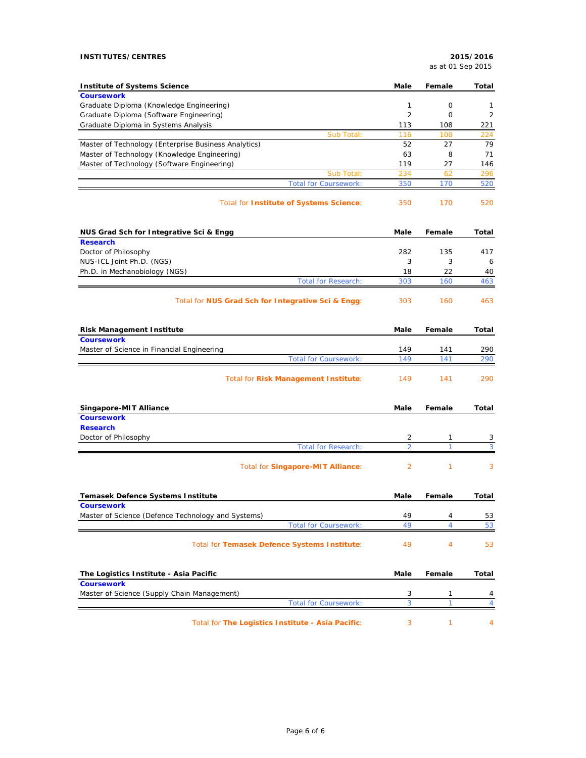**INSTITUTES/CENTRES**

**2015/2016**
as at 01 Sep 2015

| Institute of Systems Science | Male | Female | Total |
|---|---|---|---|
| **Coursework** | | | |
| Graduate Diploma (Knowledge Engineering) | 1 | 0 | 1 |
| Graduate Diploma (Software Engineering) | 2 | 0 | 2 |
| Graduate Diploma in Systems Analysis | 113 | 108 | 221 |
| Sub Total: | 116 | 108 | 224 |
| Master of Technology (Enterprise Business Analytics) | 52 | 27 | 79 |
| Master of Technology (Knowledge Engineering) | 63 | 8 | 71 |
| Master of Technology (Software Engineering) | 119 | 27 | 146 |
| Sub Total: | 234 | 62 | 296 |
| Total for Coursework: | 350 | 170 | 520 |
| Total for **Institute of Systems Science**: | 350 | 170 | 520 |

| NUS Grad Sch for Integrative Sci & Engg | Male | Female | Total |
|---|---|---|---|
| **Research** | | | |
| Doctor of Philosophy | 282 | 135 | 417 |
| NUS-ICL Joint Ph.D. (NGS) | 3 | 3 | 6 |
| Ph.D. in Mechanobiology (NGS) | 18 | 22 | 40 |
| Total for Research: | 303 | 160 | 463 |
| Total for **NUS Grad Sch for Integrative Sci & Engg**: | 303 | 160 | 463 |

| Risk Management Institute | Male | Female | Total |
|---|---|---|---|
| **Coursework** | | | |
| Master of Science in Financial Engineering | 149 | 141 | 290 |
| Total for Coursework: | 149 | 141 | 290 |
| Total for **Risk Management Institute**: | 149 | 141 | 290 |

| Singapore-MIT Alliance | Male | Female | Total |
|---|---|---|---|
| **Coursework** | | | |
| **Research** | | | |
| Doctor of Philosophy | 2 | 1 | 3 |
| Total for Research: | 2 | 1 | 3 |
| Total for **Singapore-MIT Alliance**: | 2 | 1 | 3 |

| Temasek Defence Systems Institute | Male | Female | Total |
|---|---|---|---|
| **Coursework** | | | |
| Master of Science (Defence Technology and Systems) | 49 | 4 | 53 |
| Total for Coursework: | 49 | 4 | 53 |
| Total for **Temasek Defence Systems Institute**: | 49 | 4 | 53 |

| The Logistics Institute - Asia Pacific | Male | Female | Total |
|---|---|---|---|
| **Coursework** | | | |
| Master of Science (Supply Chain Management) | 3 | 1 | 4 |
| Total for Coursework: | 3 | 1 | 4 |
| Total for **The Logistics Institute - Asia Pacific**: | 3 | 1 | 4 |